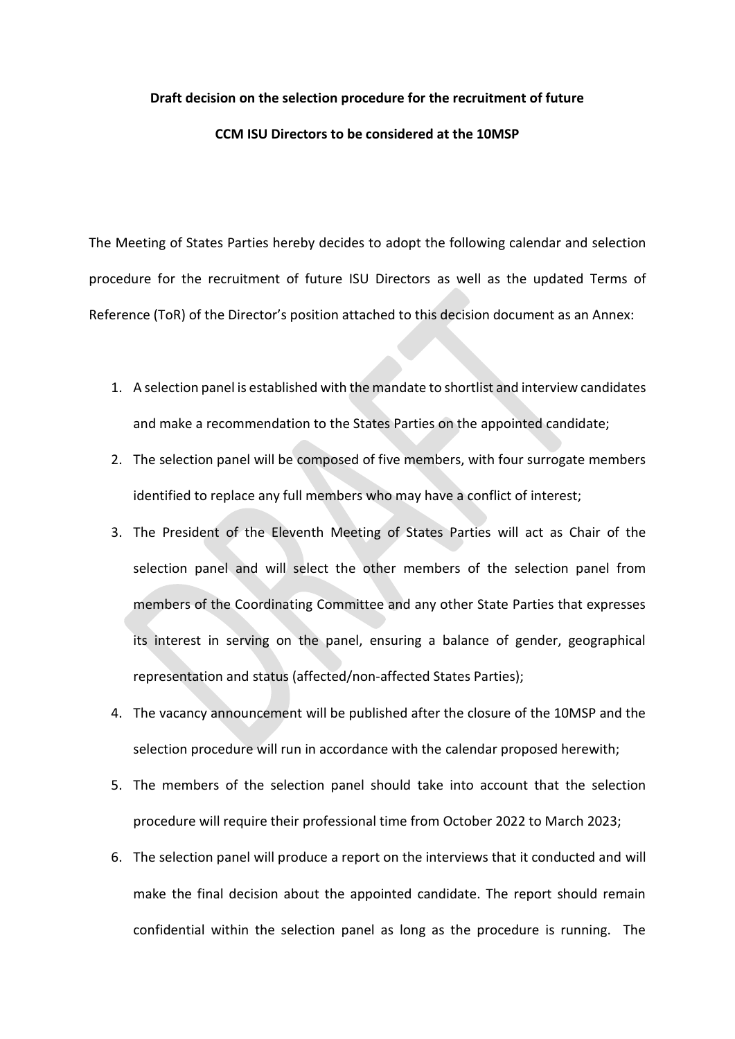**Draft decision on the selection procedure for the recruitment of future CCM ISU Directors to be considered at the 10MSP**

The Meeting of States Parties hereby decides to adopt the following calendar and selection procedure for the recruitment of future ISU Directors as well as the updated Terms of Reference (ToR) of the Director's position attached to this decision document as an Annex:

1. A selection panel is established with the mandate to shortlist and interview candidates and make a recommendation to the States Parties on the appointed candidate;
2. The selection panel will be composed of five members, with four surrogate members identified to replace any full members who may have a conflict of interest;
3. The President of the Eleventh Meeting of States Parties will act as Chair of the selection panel and will select the other members of the selection panel from members of the Coordinating Committee and any other State Parties that expresses its interest in serving on the panel, ensuring a balance of gender, geographical representation and status (affected/non-affected States Parties);
4. The vacancy announcement will be published after the closure of the 10MSP and the selection procedure will run in accordance with the calendar proposed herewith;
5. The members of the selection panel should take into account that the selection procedure will require their professional time from October 2022 to March 2023;
6. The selection panel will produce a report on the interviews that it conducted and will make the final decision about the appointed candidate. The report should remain confidential within the selection panel as long as the procedure is running. The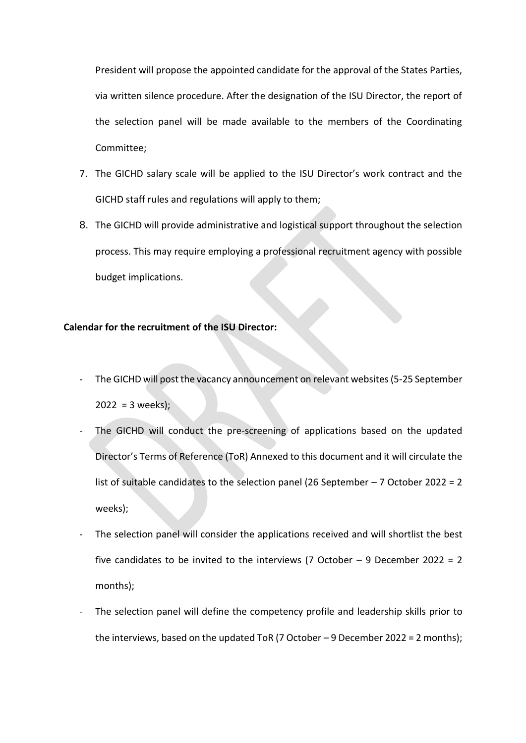President will propose the appointed candidate for the approval of the States Parties, via written silence procedure. After the designation of the ISU Director, the report of the selection panel will be made available to the members of the Coordinating Committee;

7. The GICHD salary scale will be applied to the ISU Director's work contract and the GICHD staff rules and regulations will apply to them;
8. The GICHD will provide administrative and logistical support throughout the selection process. This may require employing a professional recruitment agency with possible budget implications.

**Calendar for the recruitment of the ISU Director:**

- The GICHD will post the vacancy announcement on relevant websites (5-25 September 2022 = 3 weeks);
- The GICHD will conduct the pre-screening of applications based on the updated Director's Terms of Reference (ToR) Annexed to this document and it will circulate the list of suitable candidates to the selection panel (26 September – 7 October 2022 = 2 weeks);
- The selection panel will consider the applications received and will shortlist the best five candidates to be invited to the interviews (7 October – 9 December 2022 = 2 months);
- The selection panel will define the competency profile and leadership skills prior to the interviews, based on the updated ToR (7 October – 9 December 2022 = 2 months);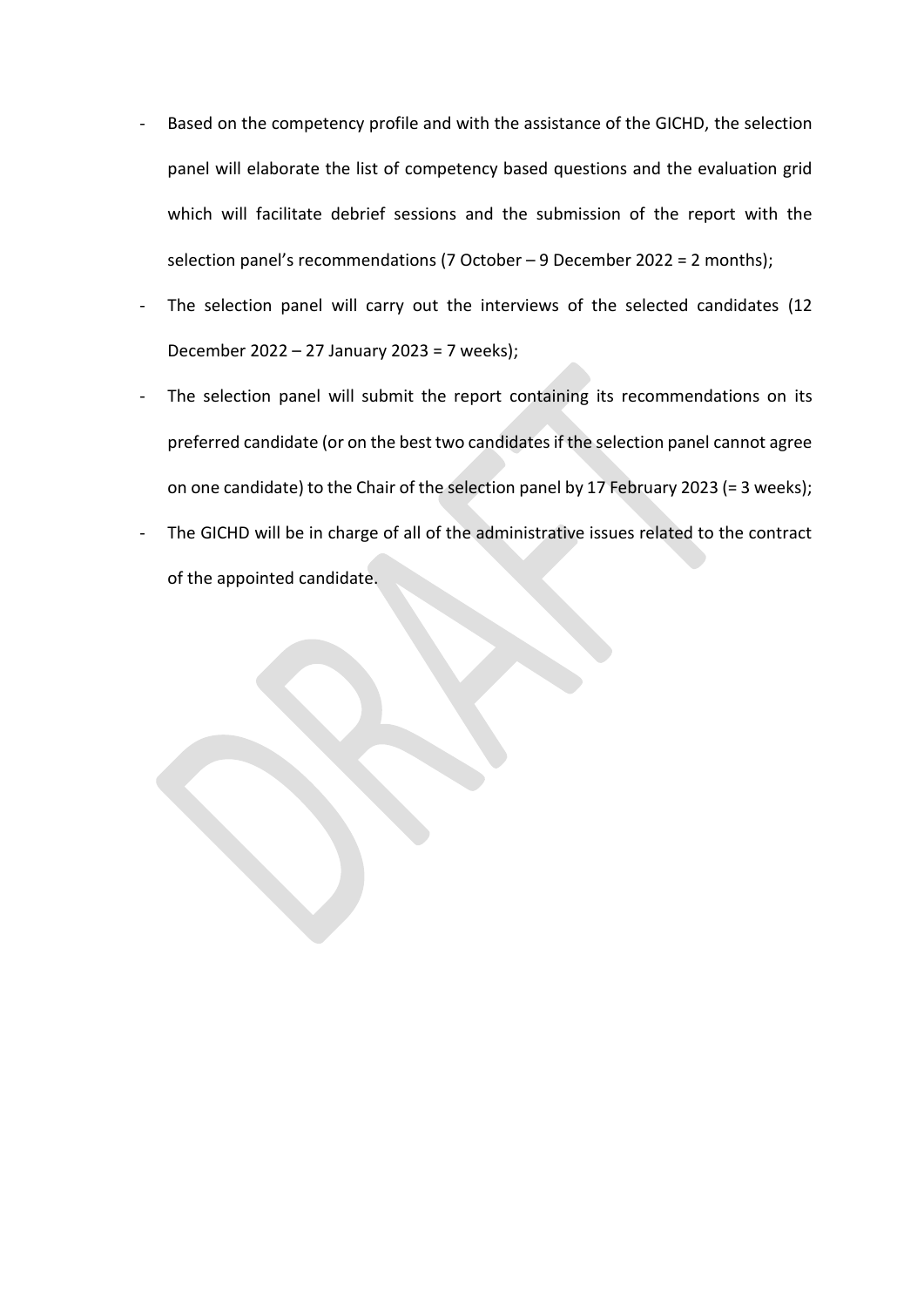- Based on the competency profile and with the assistance of the GICHD, the selection panel will elaborate the list of competency based questions and the evaluation grid which will facilitate debrief sessions and the submission of the report with the selection panel's recommendations (7 October – 9 December 2022 = 2 months);
- The selection panel will carry out the interviews of the selected candidates (12 December 2022 – 27 January 2023 = 7 weeks);
- The selection panel will submit the report containing its recommendations on its preferred candidate (or on the best two candidates if the selection panel cannot agree on one candidate) to the Chair of the selection panel by 17 February 2023 (= 3 weeks);
- The GICHD will be in charge of all of the administrative issues related to the contract of the appointed candidate.